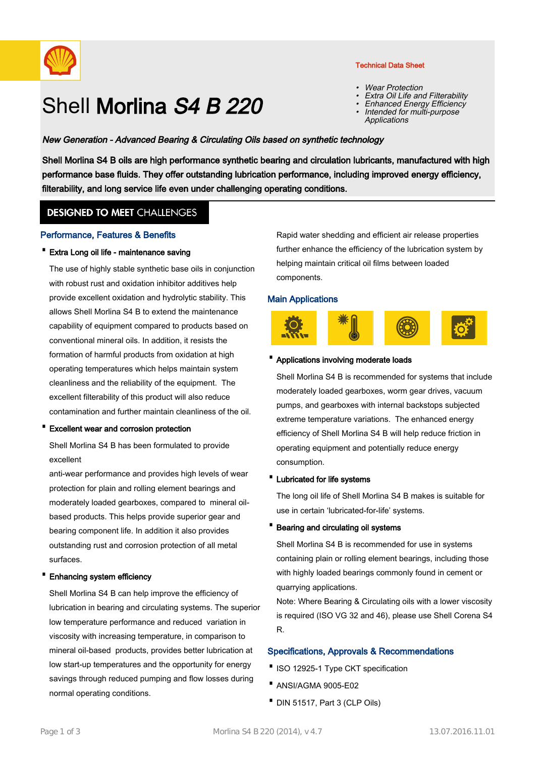Technical Data Sheet

- Wear Protection
- Extra Oil Life and Filterability
- Enhanced Energy Efficiency
- Intended for multi-purpose Applications

# Shell **Morlina** ***S4 B 220***

*New Generation - Advanced Bearing & Circulating Oils based on synthetic technology*

**Shell Morlina S4 B oils are high performance synthetic bearing and circulation lubricants, manufactured with high performance base fluids. They offer outstanding lubrication performance, including improved energy efficiency, filterability, and long service life even under challenging operating conditions.**

## DESIGNED TO MEET CHALLENGES

### Performance, Features & Benefits

- **Extra Long oil life - maintenance saving**

  The use of highly stable synthetic base oils in conjunction with robust rust and oxidation inhibitor additives help provide excellent oxidation and hydrolytic stability. This allows Shell Morlina S4 B to extend the maintenance capability of equipment compared to products based on conventional mineral oils. In addition, it resists the formation of harmful products from oxidation at high operating temperatures which helps maintain system cleanliness and the reliability of the equipment. The excellent filterability of this product will also reduce contamination and further maintain cleanliness of the oil.

- **Excellent wear and corrosion protection**

  Shell Morlina S4 B has been formulated to provide excellent
  anti-wear performance and provides high levels of wear protection for plain and rolling element bearings and moderately loaded gearboxes, compared to mineral oil-based products. This helps provide superior gear and bearing component life. In addition it also provides outstanding rust and corrosion protection of all metal surfaces.

- **Enhancing system efficiency**

  Shell Morlina S4 B can help improve the efficiency of lubrication in bearing and circulating systems. The superior low temperature performance and reduced variation in viscosity with increasing temperature, in comparison to mineral oil-based products, provides better lubrication at low start-up temperatures and the opportunity for energy savings through reduced pumping and flow losses during normal operating conditions.

  Rapid water shedding and efficient air release properties further enhance the efficiency of the lubrication system by helping maintain critical oil films between loaded components.

### Main Applications

- **Applications involving moderate loads**

  Shell Morlina S4 B is recommended for systems that include moderately loaded gearboxes, worm gear drives, vacuum pumps, and gearboxes with internal backstops subjected extreme temperature variations. The enhanced energy efficiency of Shell Morlina S4 B will help reduce friction in operating equipment and potentially reduce energy consumption.

- **Lubricated for life systems**

  The long oil life of Shell Morlina S4 B makes is suitable for use in certain 'lubricated-for-life' systems.

- **Bearing and circulating oil systems**

  Shell Morlina S4 B is recommended for use in systems containing plain or rolling element bearings, including those with highly loaded bearings commonly found in cement or quarrying applications.

  Note: Where Bearing & Circulating oils with a lower viscosity is required (ISO VG 32 and 46), please use Shell Corena S4 R.

### Specifications, Approvals & Recommendations

- ISO 12925-1 Type CKT specification
- ANSI/AGMA 9005-E02
- DIN 51517, Part 3 (CLP Oils)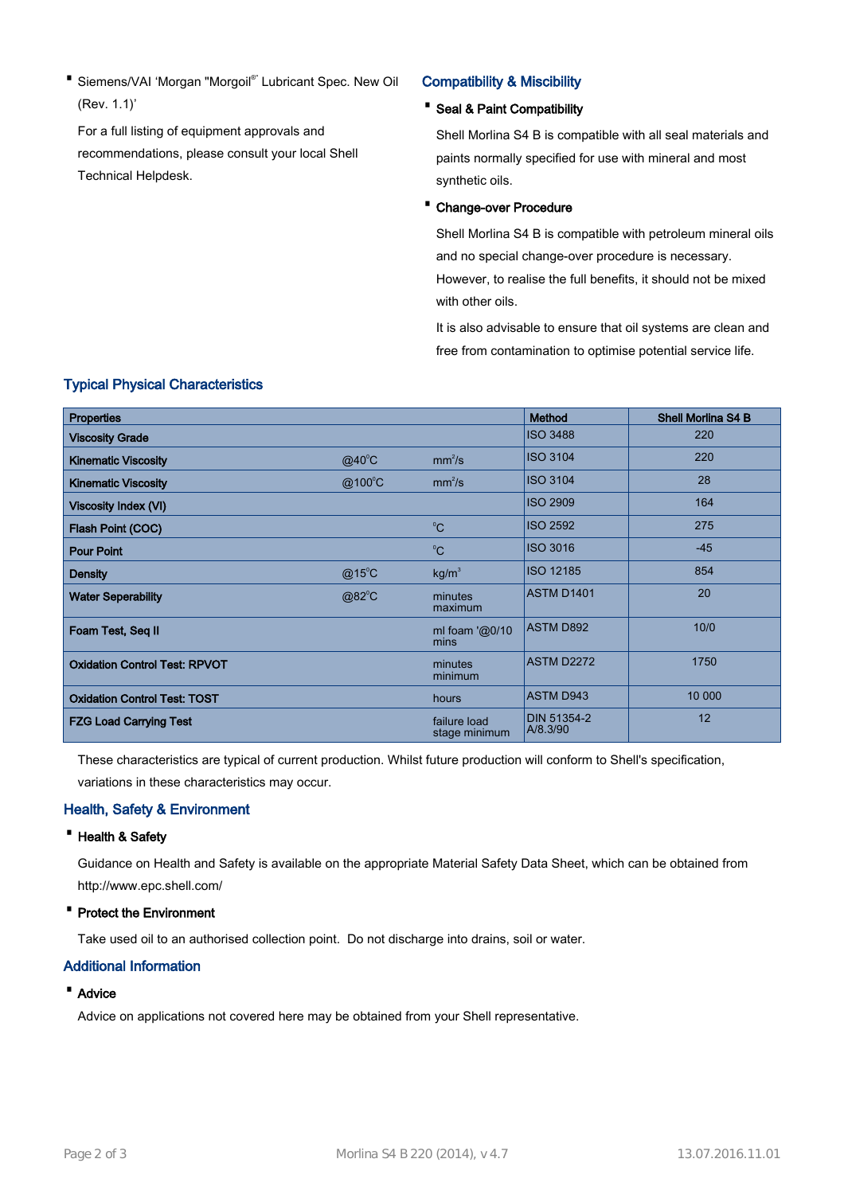- Siemens/VAI 'Morgan "Morgoil®" Lubricant Spec. New Oil (Rev. 1.1)'

  For a full listing of equipment approvals and recommendations, please consult your local Shell Technical Helpdesk.

## Compatibility & Miscibility

- **Seal & Paint Compatibility**

  Shell Morlina S4 B is compatible with all seal materials and paints normally specified for use with mineral and most synthetic oils.

- **Change-over Procedure**

  Shell Morlina S4 B is compatible with petroleum mineral oils and no special change-over procedure is necessary. However, to realise the full benefits, it should not be mixed with other oils.

  It is also advisable to ensure that oil systems are clean and free from contamination to optimise potential service life.

## Typical Physical Characteristics

| Properties | | | Method | Shell Morlina S4 B |
|---|---|---|---|---|
| Viscosity Grade | | | ISO 3488 | 220 |
| Kinematic Viscosity | @40°C | mm²/s | ISO 3104 | 220 |
| Kinematic Viscosity | @100°C | mm²/s | ISO 3104 | 28 |
| Viscosity Index (VI) | | | ISO 2909 | 164 |
| Flash Point (COC) | | °C | ISO 2592 | 275 |
| Pour Point | | °C | ISO 3016 | -45 |
| Density | @15°C | kg/m³ | ISO 12185 | 854 |
| Water Seperability | @82°C | minutes maximum | ASTM D1401 | 20 |
| Foam Test, Seq II | | ml foam '@0/10 mins | ASTM D892 | 10/0 |
| Oxidation Control Test: RPVOT | | minutes minimum | ASTM D2272 | 1750 |
| Oxidation Control Test: TOST | | hours | ASTM D943 | 10 000 |
| FZG Load Carrying Test | | failure load stage minimum | DIN 51354-2 A/8.3/90 | 12 |

These characteristics are typical of current production. Whilst future production will conform to Shell's specification, variations in these characteristics may occur.

## Health, Safety & Environment

- **Health & Safety**

  Guidance on Health and Safety is available on the appropriate Material Safety Data Sheet, which can be obtained from http://www.epc.shell.com/

- **Protect the Environment**

  Take used oil to an authorised collection point. Do not discharge into drains, soil or water.

## Additional Information

- **Advice**

  Advice on applications not covered here may be obtained from your Shell representative.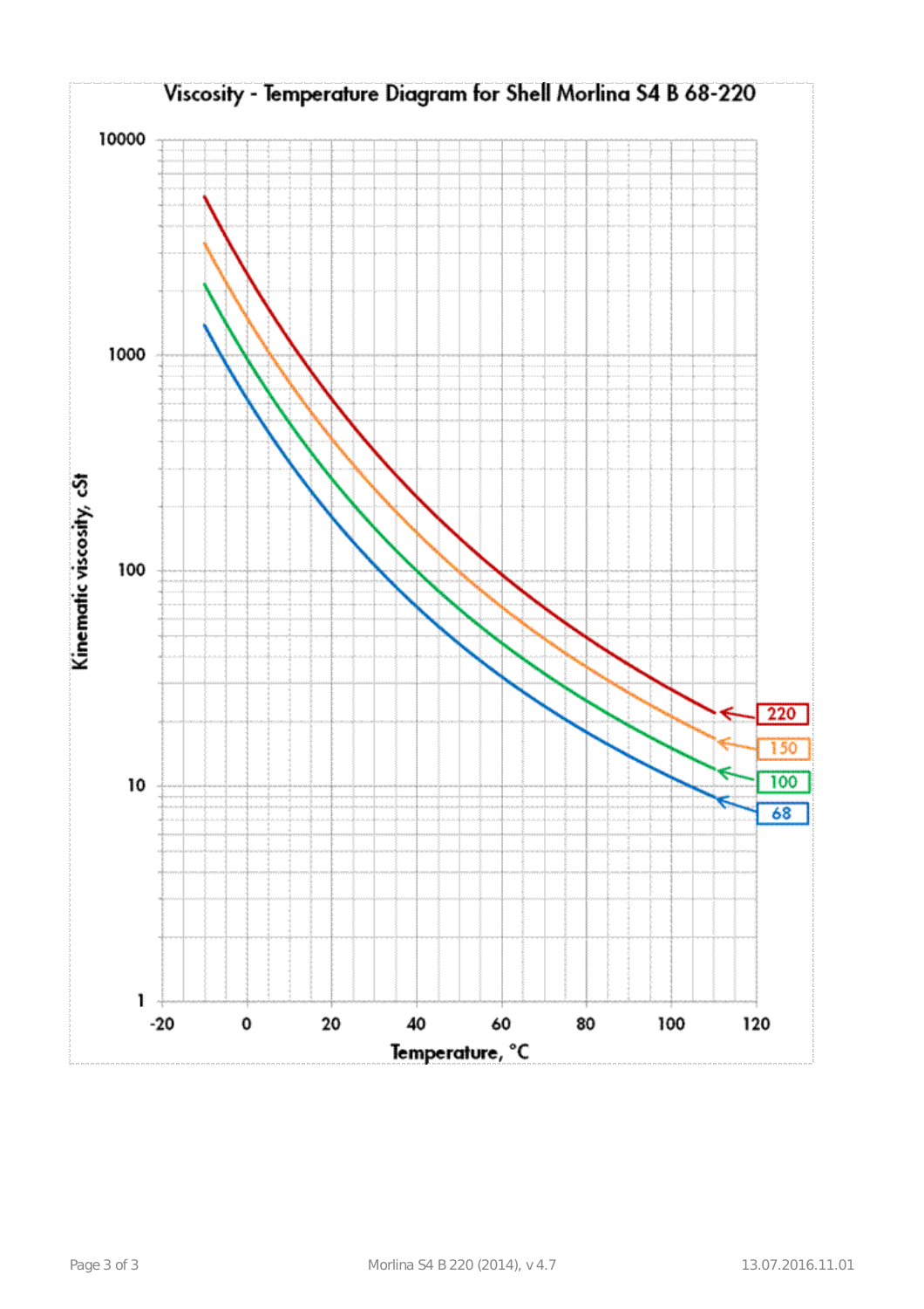# Viscosity - Temperature Diagram for Shell Morlina S4 B 68-220

Kinematic viscosity, cSt

10000

1000

100

10

1

-20 0 20 40 60 80 100 120

Temperature, °C

220

150

100

68